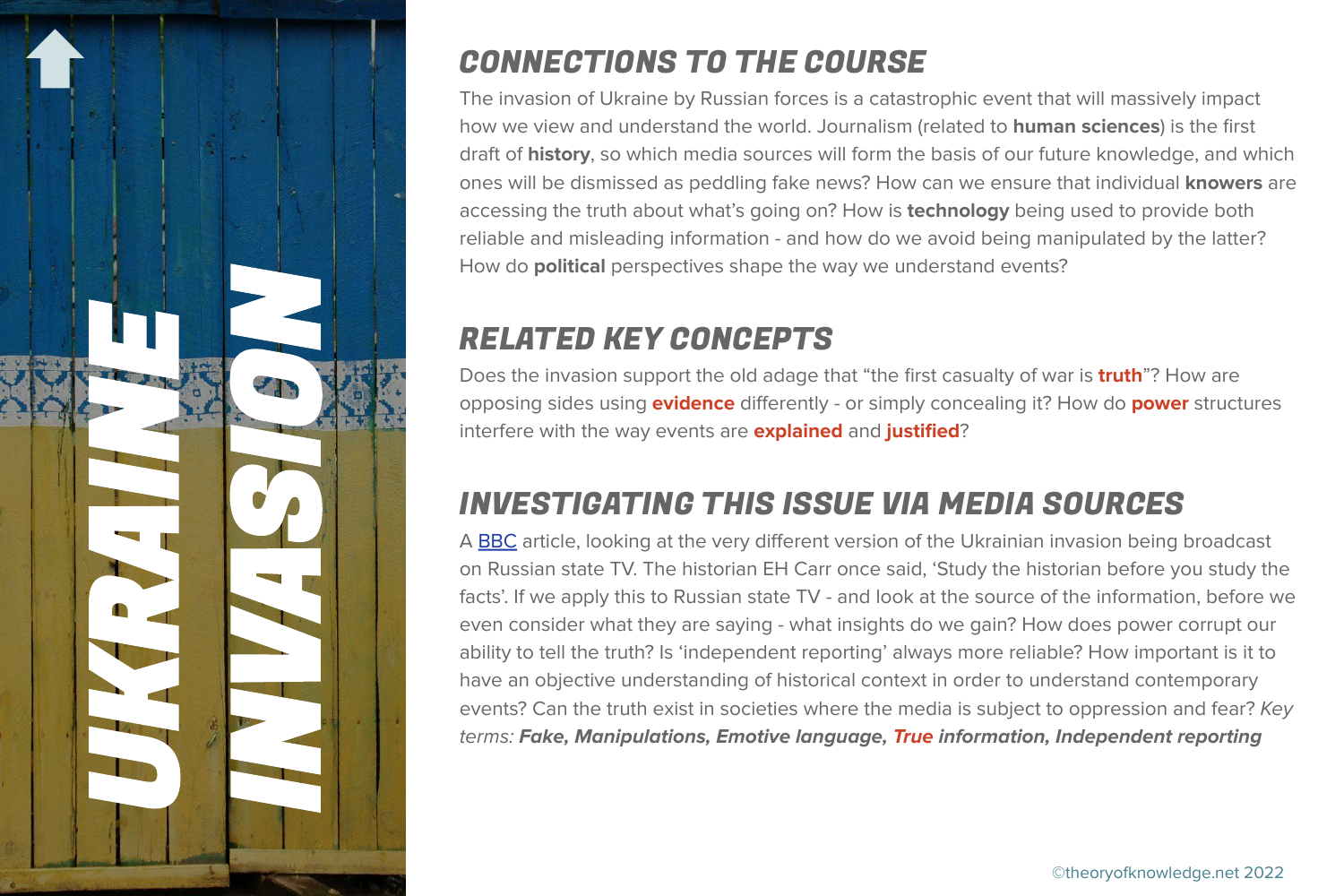# UKRAINE INVASION

## CONNECTIONS TO THE COURSE

The invasion of Ukraine by Russian forces is a catastrophic event that will massively impact how we view and understand the world. Journalism (related to **human sciences**) is the first draft of **history**, so which media sources will form the basis of our future knowledge, and which ones will be dismissed as peddling fake news? How can we ensure that individual **knowers** are accessing the truth about what's going on? How is **technology** being used to provide both reliable and misleading information - and how do we avoid being manipulated by the latter? How do **political** perspectives shape the way we understand events?

## RELATED KEY CONCEPTS

Does the invasion support the old adage that "the first casualty of war is **truth**"? How are opposing sides using **evidence** differently - or simply concealing it? How do **power** structures interfere with the way events are **explained** and **justified**?

## INVESTIGATING THIS ISSUE VIA MEDIA SOURCES

A BBC article, looking at the very different version of the Ukrainian invasion being broadcast on Russian state TV. The historian EH Carr once said, 'Study the historian before you study the facts'. If we apply this to Russian state TV - and look at the source of the information, before we even consider what they are saying - what insights do we gain? How does power corrupt our ability to tell the truth? Is 'independent reporting' always more reliable? How important is it to have an objective understanding of historical context in order to understand contemporary events? Can the truth exist in societies where the media is subject to oppression and fear? *Key terms:* ***Fake, Manipulations, Emotive language, True information, Independent reporting***

©theoryofknowledge.net 2022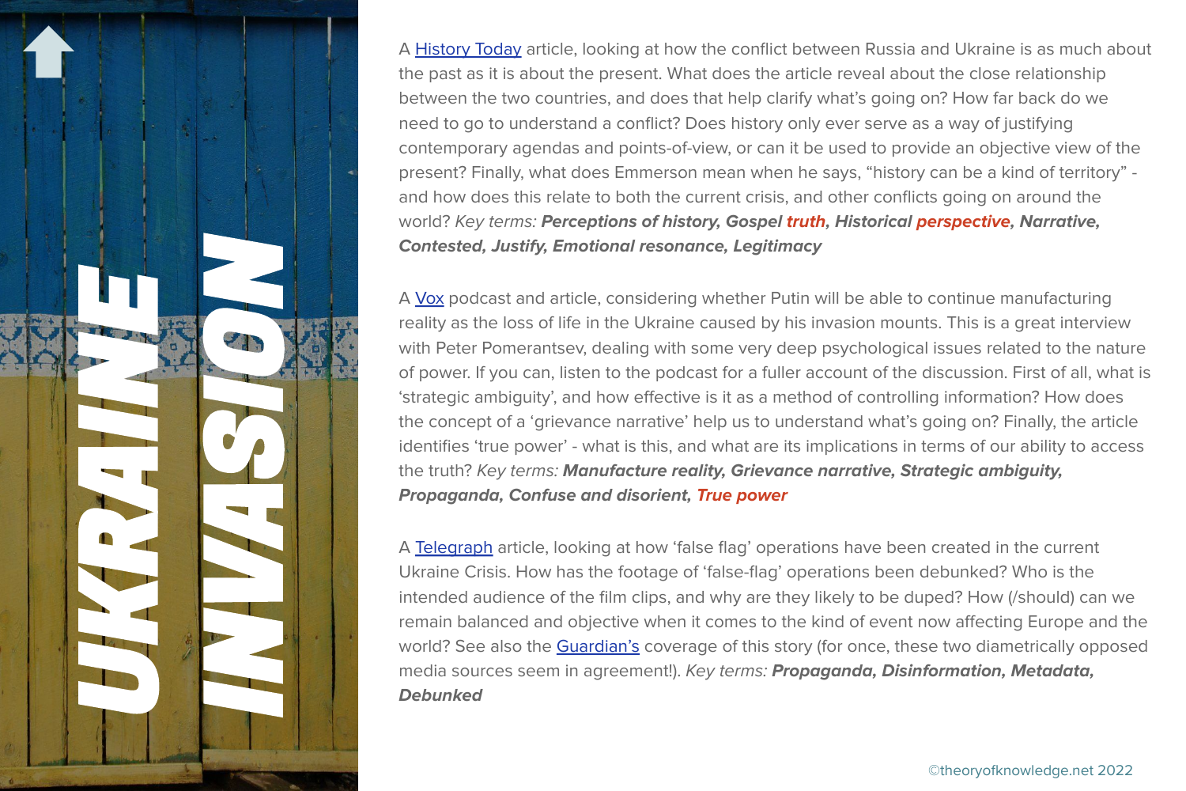# UKRAINE INVASION

A History Today article, looking at how the conflict between Russia and Ukraine is as much about the past as it is about the present. What does the article reveal about the close relationship between the two countries, and does that help clarify what's going on? How far back do we need to go to understand a conflict? Does history only ever serve as a way of justifying contemporary agendas and points-of-view, or can it be used to provide an objective view of the present? Finally, what does Emmerson mean when he says, "history can be a kind of territory" - and how does this relate to both the current crisis, and other conflicts going on around the world? *Key terms:* ***Perceptions of history, Gospel truth, Historical perspective, Narrative, Contested, Justify, Emotional resonance, Legitimacy***

A Vox podcast and article, considering whether Putin will be able to continue manufacturing reality as the loss of life in the Ukraine caused by his invasion mounts. This is a great interview with Peter Pomerantsev, dealing with some very deep psychological issues related to the nature of power. If you can, listen to the podcast for a fuller account of the discussion. First of all, what is 'strategic ambiguity', and how effective is it as a method of controlling information? How does the concept of a 'grievance narrative' help us to understand what's going on? Finally, the article identifies 'true power' - what is this, and what are its implications in terms of our ability to access the truth? *Key terms:* ***Manufacture reality, Grievance narrative, Strategic ambiguity, Propaganda, Confuse and disorient, True power***

A Telegraph article, looking at how 'false flag' operations have been created in the current Ukraine Crisis. How has the footage of 'false-flag' operations been debunked? Who is the intended audience of the film clips, and why are they likely to be duped? How (/should) can we remain balanced and objective when it comes to the kind of event now affecting Europe and the world? See also the Guardian's coverage of this story (for once, these two diametrically opposed media sources seem in agreement!). *Key terms:* ***Propaganda, Disinformation, Metadata, Debunked***

©theoryofknowledge.net 2022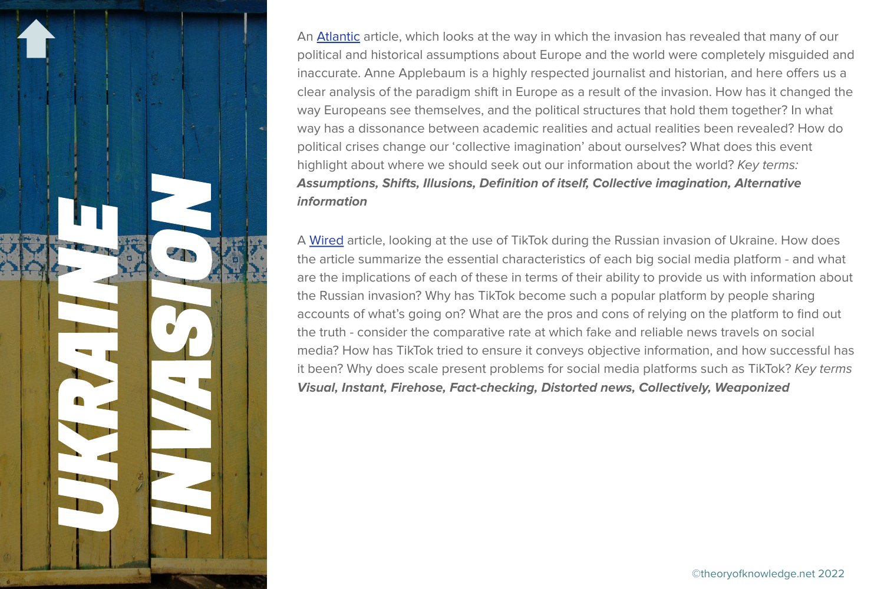# UKRAINE INVASION

An Atlantic article, which looks at the way in which the invasion has revealed that many of our political and historical assumptions about Europe and the world were completely misguided and inaccurate. Anne Applebaum is a highly respected journalist and historian, and here offers us a clear analysis of the paradigm shift in Europe as a result of the invasion. How has it changed the way Europeans see themselves, and the political structures that hold them together? In what way has a dissonance between academic realities and actual realities been revealed? How do political crises change our 'collective imagination' about ourselves? What does this event highlight about where we should seek out our information about the world? *Key terms:* ***Assumptions, Shifts, Illusions, Definition of itself, Collective imagination, Alternative information***

A Wired article, looking at the use of TikTok during the Russian invasion of Ukraine. How does the article summarize the essential characteristics of each big social media platform - and what are the implications of each of these in terms of their ability to provide us with information about the Russian invasion? Why has TikTok become such a popular platform by people sharing accounts of what's going on? What are the pros and cons of relying on the platform to find out the truth - consider the comparative rate at which fake and reliable news travels on social media? How has TikTok tried to ensure it conveys objective information, and how successful has it been? Why does scale present problems for social media platforms such as TikTok? *Key terms* ***Visual, Instant, Firehose, Fact-checking, Distorted news, Collectively, Weaponized***

©theoryofknowledge.net 2022